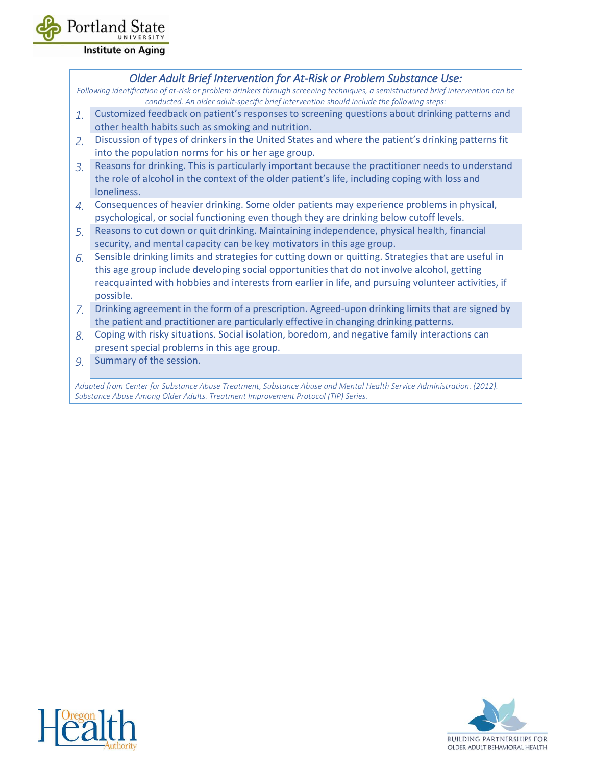Portland State University
Institute on Aging

## *Older Adult Brief Intervention for At-Risk or Problem Substance Use:*

*Following identification of at-risk or problem drinkers through screening techniques, a semistructured brief intervention can be conducted. An older adult-specific brief intervention should include the following steps:*

1. Customized feedback on patient's responses to screening questions about drinking patterns and other health habits such as smoking and nutrition.
2. Discussion of types of drinkers in the United States and where the patient's drinking patterns fit into the population norms for his or her age group.
3. Reasons for drinking. This is particularly important because the practitioner needs to understand the role of alcohol in the context of the older patient's life, including coping with loss and loneliness.
4. Consequences of heavier drinking. Some older patients may experience problems in physical, psychological, or social functioning even though they are drinking below cutoff levels.
5. Reasons to cut down or quit drinking. Maintaining independence, physical health, financial security, and mental capacity can be key motivators in this age group.
6. Sensible drinking limits and strategies for cutting down or quitting. Strategies that are useful in this age group include developing social opportunities that do not involve alcohol, getting reacquainted with hobbies and interests from earlier in life, and pursuing volunteer activities, if possible.
7. Drinking agreement in the form of a prescription. Agreed-upon drinking limits that are signed by the patient and practitioner are particularly effective in changing drinking patterns.
8. Coping with risky situations. Social isolation, boredom, and negative family interactions can present special problems in this age group.
9. Summary of the session.

*Adapted from Center for Substance Abuse Treatment, Substance Abuse and Mental Health Service Administration. (2012). Substance Abuse Among Older Adults. Treatment Improvement Protocol (TIP) Series.*

Oregon Health Authority

BUILDING PARTNERSHIPS FOR OLDER ADULT BEHAVIORAL HEALTH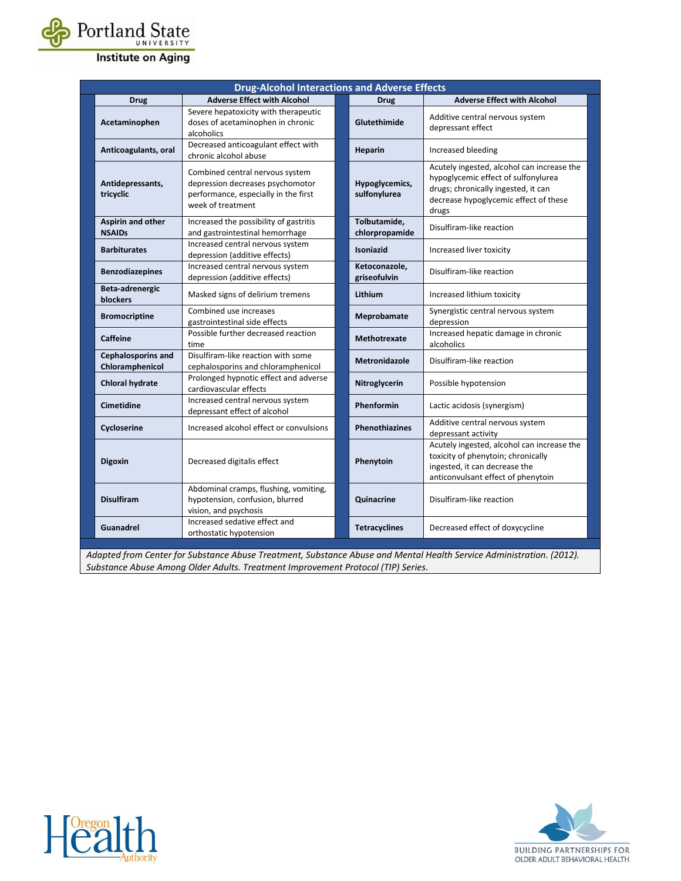| Drug-Alcohol Interactions and Adverse Effects | | | |
|---|---|---|---|
| **Drug** | **Adverse Effect with Alcohol** | **Drug** | **Adverse Effect with Alcohol** |
| **Acetaminophen** | Severe hepatoxicity with therapeutic doses of acetaminophen in chronic alcoholics | **Glutethimide** | Additive central nervous system depressant effect |
| **Anticoagulants, oral** | Decreased anticoagulant effect with chronic alcohol abuse | **Heparin** | Increased bleeding |
| **Antidepressants, tricyclic** | Combined central nervous system depression decreases psychomotor performance, especially in the first week of treatment | **Hypoglycemics, sulfonylurea** | Acutely ingested, alcohol can increase the hypoglycemic effect of sulfonylurea drugs; chronically ingested, it can decrease hypoglycemic effect of these drugs |
| **Aspirin and other NSAIDs** | Increased the possibility of gastritis and gastrointestinal hemorrhage | **Tolbutamide, chlorpropamide** | Disulfiram-like reaction |
| **Barbiturates** | Increased central nervous system depression (additive effects) | **Isoniazid** | Increased liver toxicity |
| **Benzodiazepines** | Increased central nervous system depression (additive effects) | **Ketoconazole, griseofulvin** | Disulfiram-like reaction |
| **Beta-adrenergic blockers** | Masked signs of delirium tremens | **Lithium** | Increased lithium toxicity |
| **Bromocriptine** | Combined use increases gastrointestinal side effects | **Meprobamate** | Synergistic central nervous system depression |
| **Caffeine** | Possible further decreased reaction time | **Methotrexate** | Increased hepatic damage in chronic alcoholics |
| **Cephalosporins and Chloramphenicol** | Disulfiram-like reaction with some cephalosporins and chloramphenicol | **Metronidazole** | Disulfiram-like reaction |
| **Chloral hydrate** | Prolonged hypnotic effect and adverse cardiovascular effects | **Nitroglycerin** | Possible hypotension |
| **Cimetidine** | Increased central nervous system depressant effect of alcohol | **Phenformin** | Lactic acidosis (synergism) |
| **Cycloserine** | Increased alcohol effect or convulsions | **Phenothiazines** | Additive central nervous system depressant activity |
| **Digoxin** | Decreased digitalis effect | **Phenytoin** | Acutely ingested, alcohol can increase the toxicity of phenytoin; chronically ingested, it can decrease the anticonvulsant effect of phenytoin |
| **Disulfiram** | Abdominal cramps, flushing, vomiting, hypotension, confusion, blurred vision, and psychosis | **Quinacrine** | Disulfiram-like reaction |
| **Guanadrel** | Increased sedative effect and orthostatic hypotension | **Tetracyclines** | Decreased effect of doxycycline |

*Adapted from Center for Substance Abuse Treatment, Substance Abuse and Mental Health Service Administration. (2012). Substance Abuse Among Older Adults. Treatment Improvement Protocol (TIP) Series.*